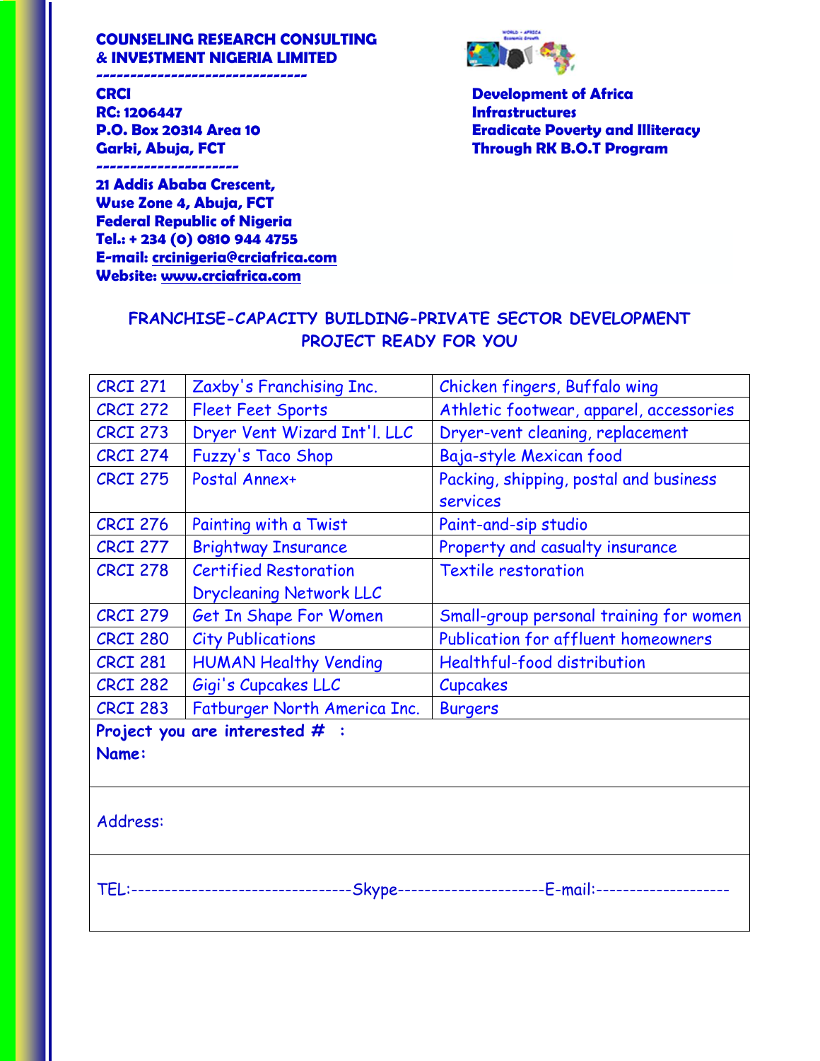**COUNSELING RESEARCH CONSULTING**
**& INVESTMENT NIGERIA LIMITED**

------------------------------

**CRCI**
**RC: 1206447**
**P.O. Box 20314 Area 10**
**Garki, Abuja, FCT**

--------------------

**21 Addis Ababa Crescent,**
**Wuse Zone 4, Abuja, FCT**
**Federal Republic of Nigeria**
**Tel.: + 234 (0) 0810 944 4755**
**E-mail: crcinigeria@crciafrica.com**
**Website: www.crciafrica.com**

**Development of Africa**
**Infrastructures**
**Eradicate Poverty and Illiteracy**
**Through RK B.O.T Program**

## FRANCHISE-CAPACITY BUILDING-PRIVATE SECTOR DEVELOPMENT PROJECT READY FOR YOU

| | | |
|---|---|---|
| CRCI 271 | Zaxby's Franchising Inc. | Chicken fingers, Buffalo wing |
| CRCI 272 | Fleet Feet Sports | Athletic footwear, apparel, accessories |
| CRCI 273 | Dryer Vent Wizard Int'l. LLC | Dryer-vent cleaning, replacement |
| CRCI 274 | Fuzzy's Taco Shop | Baja-style Mexican food |
| CRCI 275 | Postal Annex+ | Packing, shipping, postal and business services |
| CRCI 276 | Painting with a Twist | Paint-and-sip studio |
| CRCI 277 | Brightway Insurance | Property and casualty insurance |
| CRCI 278 | Certified Restoration Drycleaning Network LLC | Textile restoration |
| CRCI 279 | Get In Shape For Women | Small-group personal training for women |
| CRCI 280 | City Publications | Publication for affluent homeowners |
| CRCI 281 | HUMAN Healthy Vending | Healthful-food distribution |
| CRCI 282 | Gigi's Cupcakes LLC | Cupcakes |
| CRCI 283 | Fatburger North America Inc. | Burgers |

**Project you are interested # :**
**Name:**

Address:

TEL:--------------------------------Skype---------------------E-mail:--------------------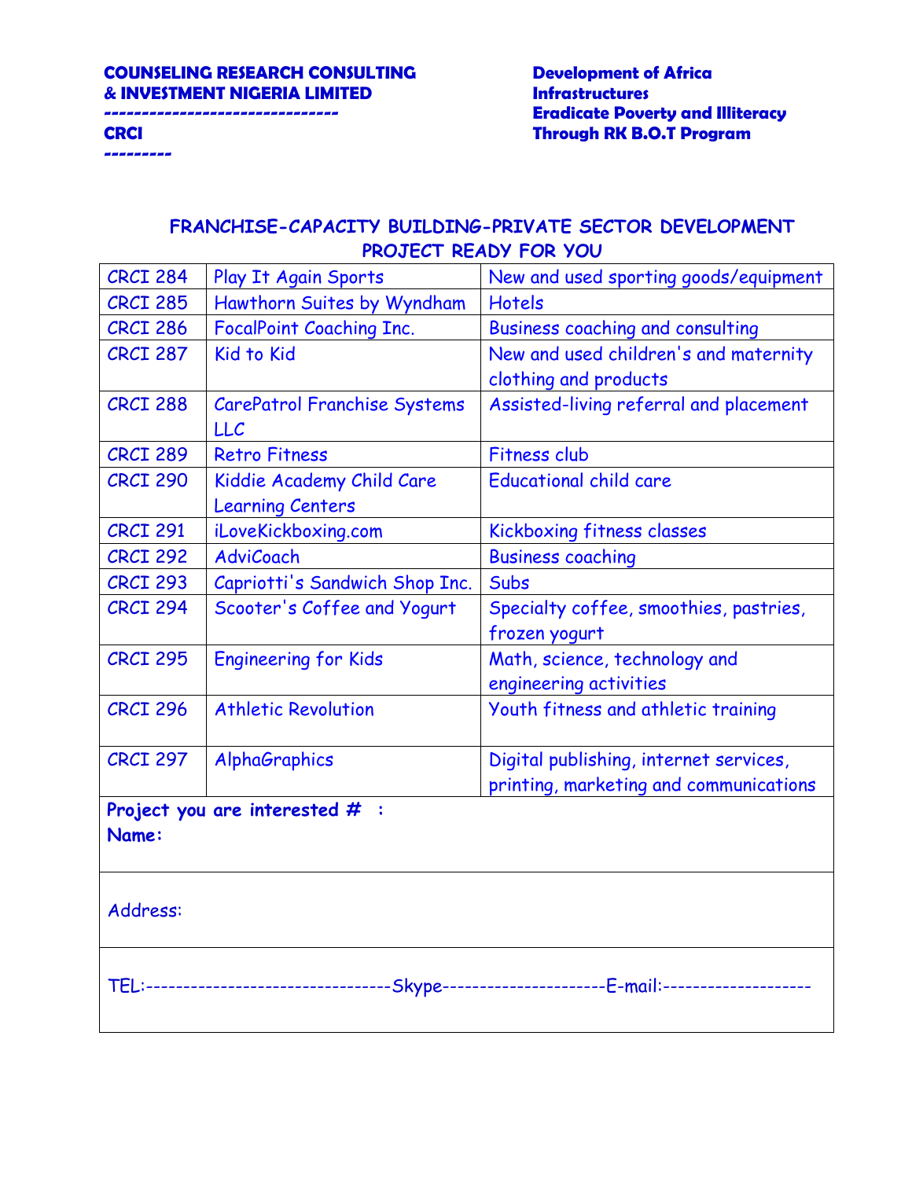**COUNSELING RESEARCH CONSULTING & INVESTMENT NIGERIA LIMITED**
**------------------------------**
**CRCI**
**---------**

**Development of Africa Infrastructures**
**Eradicate Poverty and Illiteracy Through RK B.O.T Program**

## FRANCHISE-CAPACITY BUILDING-PRIVATE SECTOR DEVELOPMENT PROJECT READY FOR YOU

| | | |
|---|---|---|
| CRCI 284 | Play It Again Sports | New and used sporting goods/equipment |
| CRCI 285 | Hawthorn Suites by Wyndham | Hotels |
| CRCI 286 | FocalPoint Coaching Inc. | Business coaching and consulting |
| CRCI 287 | Kid to Kid | New and used children's and maternity clothing and products |
| CRCI 288 | CarePatrol Franchise Systems LLC | Assisted-living referral and placement |
| CRCI 289 | Retro Fitness | Fitness club |
| CRCI 290 | Kiddie Academy Child Care Learning Centers | Educational child care |
| CRCI 291 | iLoveKickboxing.com | Kickboxing fitness classes |
| CRCI 292 | AdviCoach | Business coaching |
| CRCI 293 | Capriotti's Sandwich Shop Inc. | Subs |
| CRCI 294 | Scooter's Coffee and Yogurt | Specialty coffee, smoothies, pastries, frozen yogurt |
| CRCI 295 | Engineering for Kids | Math, science, technology and engineering activities |
| CRCI 296 | Athletic Revolution | Youth fitness and athletic training |
| CRCI 297 | AlphaGraphics | Digital publishing, internet services, printing, marketing and communications |

**Project you are interested # :**
**Name:**

Address:

TEL:--------------------------------Skype---------------------E-mail:--------------------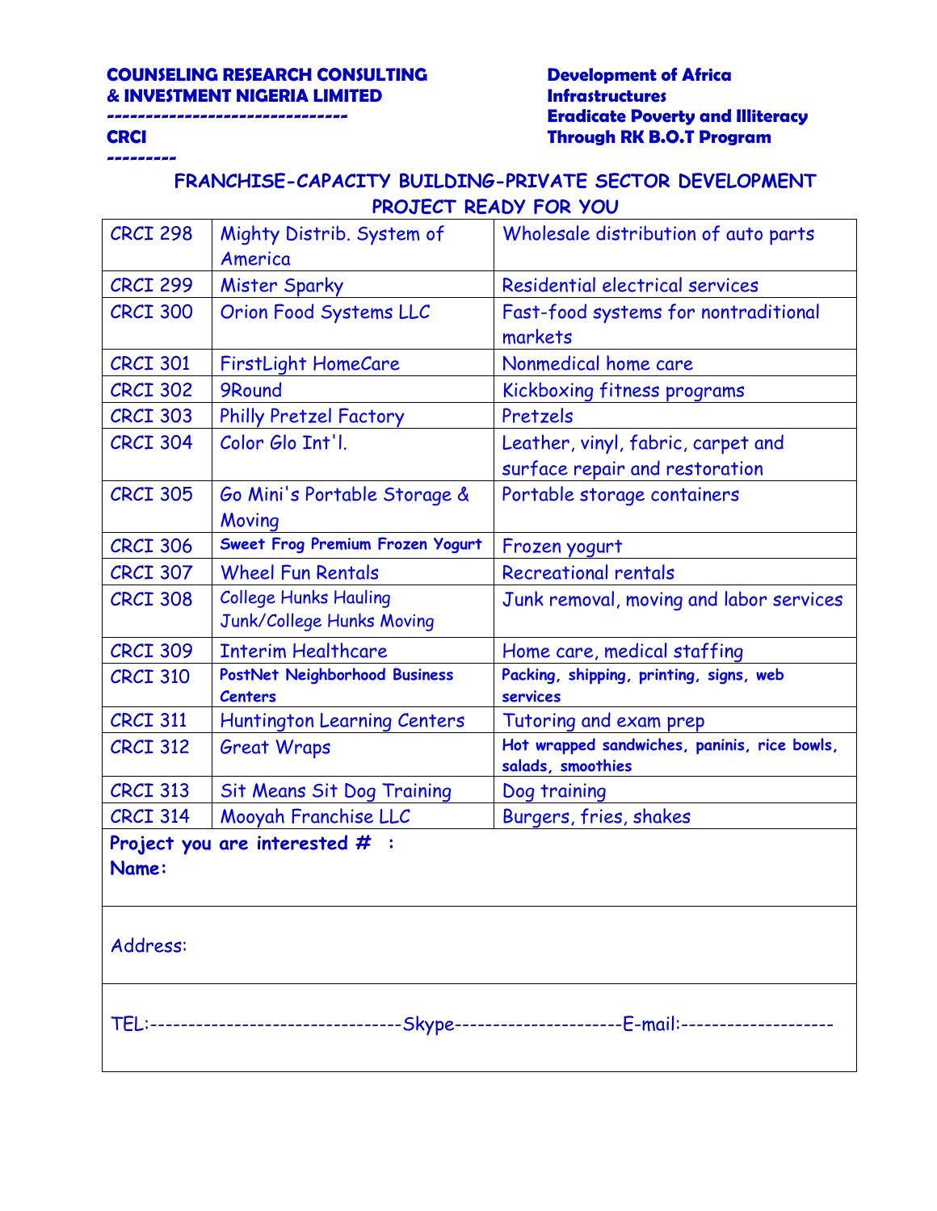**COUNSELING RESEARCH CONSULTING & INVESTMENT NIGERIA LIMITED**
**------------------------------**
**CRCI**
**---------**

**Development of Africa Infrastructures**
**Eradicate Poverty and Illiteracy Through RK B.O.T Program**

## FRANCHISE-CAPACITY BUILDING-PRIVATE SECTOR DEVELOPMENT PROJECT READY FOR YOU

| | | |
|---|---|---|
| CRCI 298 | Mighty Distrib. System of America | Wholesale distribution of auto parts |
| CRCI 299 | Mister Sparky | Residential electrical services |
| CRCI 300 | Orion Food Systems LLC | Fast-food systems for nontraditional markets |
| CRCI 301 | FirstLight HomeCare | Nonmedical home care |
| CRCI 302 | 9Round | Kickboxing fitness programs |
| CRCI 303 | Philly Pretzel Factory | Pretzels |
| CRCI 304 | Color Glo Int'l. | Leather, vinyl, fabric, carpet and surface repair and restoration |
| CRCI 305 | Go Mini's Portable Storage & Moving | Portable storage containers |
| CRCI 306 | Sweet Frog Premium Frozen Yogurt | Frozen yogurt |
| CRCI 307 | Wheel Fun Rentals | Recreational rentals |
| CRCI 308 | College Hunks Hauling Junk/College Hunks Moving | Junk removal, moving and labor services |
| CRCI 309 | Interim Healthcare | Home care, medical staffing |
| CRCI 310 | PostNet Neighborhood Business Centers | Packing, shipping, printing, signs, web services |
| CRCI 311 | Huntington Learning Centers | Tutoring and exam prep |
| CRCI 312 | Great Wraps | Hot wrapped sandwiches, paninis, rice bowls, salads, smoothies |
| CRCI 313 | Sit Means Sit Dog Training | Dog training |
| CRCI 314 | Mooyah Franchise LLC | Burgers, fries, shakes |

**Project you are interested # :**
**Name:**

Address:

TEL:---------------------------------Skype---------------------E-mail:--------------------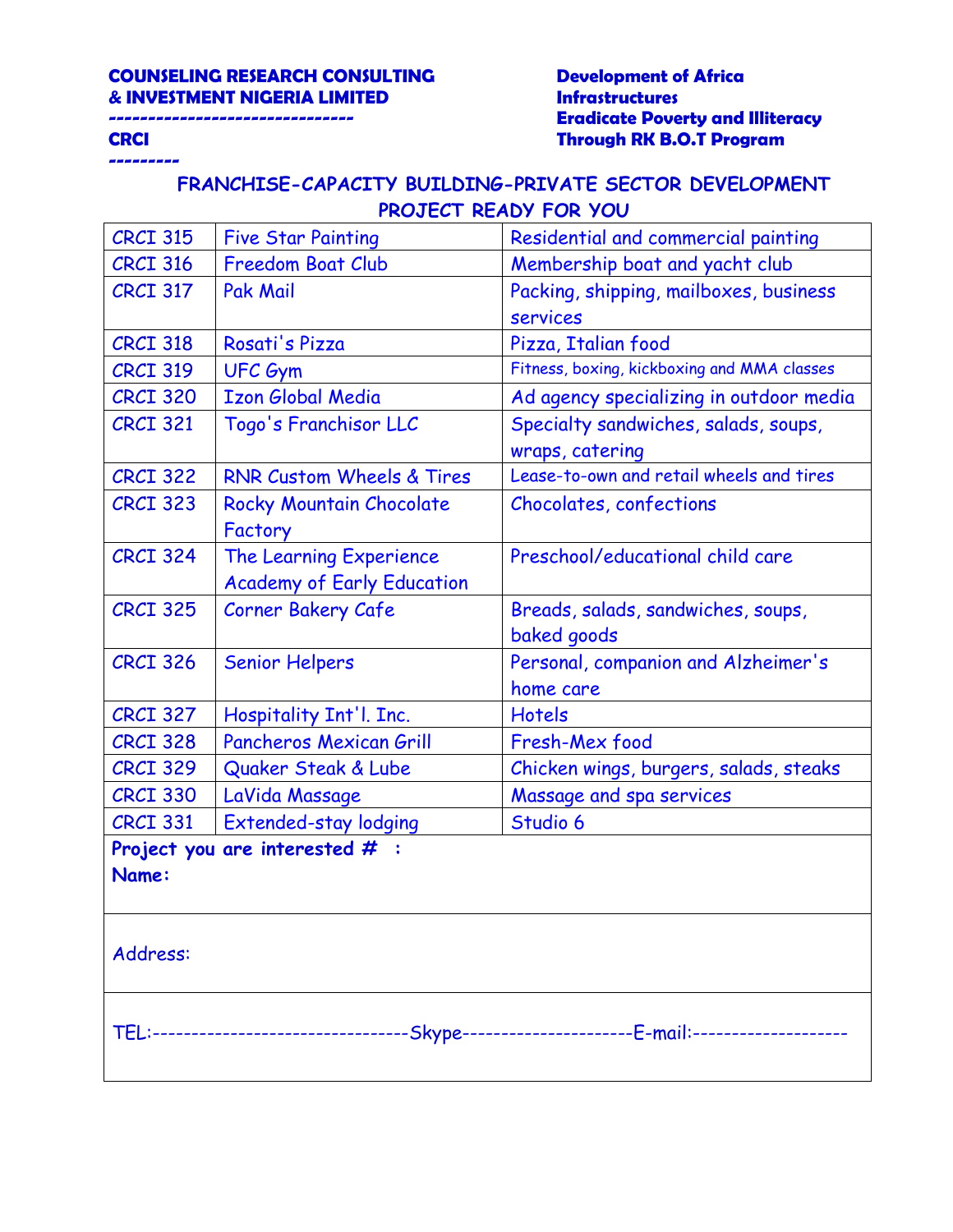**COUNSELING RESEARCH CONSULTING & INVESTMENT NIGERIA LIMITED**
**------------------------------**
**CRCI**
**---------**

**Development of Africa Infrastructures**
**Eradicate Poverty and Illiteracy Through RK B.O.T Program**

**FRANCHISE-CAPACITY BUILDING-PRIVATE SECTOR DEVELOPMENT PROJECT READY FOR YOU**

| | | |
|---|---|---|
| CRCI 315 | Five Star Painting | Residential and commercial painting |
| CRCI 316 | Freedom Boat Club | Membership boat and yacht club |
| CRCI 317 | Pak Mail | Packing, shipping, mailboxes, business services |
| CRCI 318 | Rosati's Pizza | Pizza, Italian food |
| CRCI 319 | UFC Gym | Fitness, boxing, kickboxing and MMA classes |
| CRCI 320 | Izon Global Media | Ad agency specializing in outdoor media |
| CRCI 321 | Togo's Franchisor LLC | Specialty sandwiches, salads, soups, wraps, catering |
| CRCI 322 | RNR Custom Wheels & Tires | Lease-to-own and retail wheels and tires |
| CRCI 323 | Rocky Mountain Chocolate Factory | Chocolates, confections |
| CRCI 324 | The Learning Experience Academy of Early Education | Preschool/educational child care |
| CRCI 325 | Corner Bakery Cafe | Breads, salads, sandwiches, soups, baked goods |
| CRCI 326 | Senior Helpers | Personal, companion and Alzheimer's home care |
| CRCI 327 | Hospitality Int'l. Inc. | Hotels |
| CRCI 328 | Pancheros Mexican Grill | Fresh-Mex food |
| CRCI 329 | Quaker Steak & Lube | Chicken wings, burgers, salads, steaks |
| CRCI 330 | LaVida Massage | Massage and spa services |
| CRCI 331 | Extended-stay lodging | Studio 6 |

**Project you are interested # :**
**Name:**

Address:

TEL:---------------------------------Skype----------------------E-mail:--------------------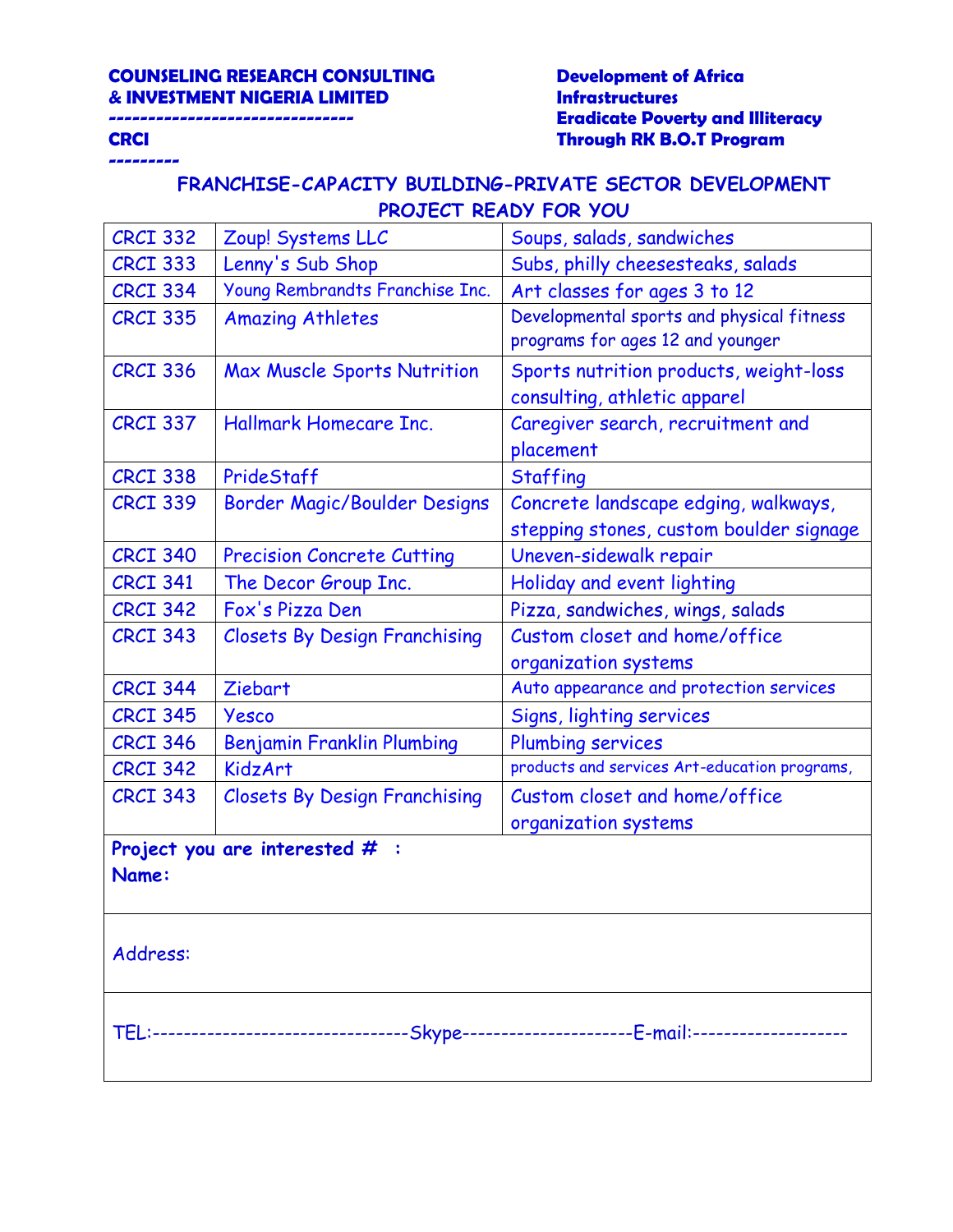**COUNSELING RESEARCH CONSULTING & INVESTMENT NIGERIA LIMITED**

**------------------------------**

**CRCI**

**---------**

**Development of Africa Infrastructures**
**Eradicate Poverty and Illiteracy Through RK B.O.T Program**

## FRANCHISE-CAPACITY BUILDING-PRIVATE SECTOR DEVELOPMENT PROJECT READY FOR YOU

| CRCI 332 | Zoup! Systems LLC | Soups, salads, sandwiches |
|---|---|---|
| CRCI 333 | Lenny's Sub Shop | Subs, philly cheesesteaks, salads |
| CRCI 334 | Young Rembrandts Franchise Inc. | Art classes for ages 3 to 12 |
| CRCI 335 | Amazing Athletes | Developmental sports and physical fitness programs for ages 12 and younger |
| CRCI 336 | Max Muscle Sports Nutrition | Sports nutrition products, weight-loss consulting, athletic apparel |
| CRCI 337 | Hallmark Homecare Inc. | Caregiver search, recruitment and placement |
| CRCI 338 | PrideStaff | Staffing |
| CRCI 339 | Border Magic/Boulder Designs | Concrete landscape edging, walkways, stepping stones, custom boulder signage |
| CRCI 340 | Precision Concrete Cutting | Uneven-sidewalk repair |
| CRCI 341 | The Decor Group Inc. | Holiday and event lighting |
| CRCI 342 | Fox's Pizza Den | Pizza, sandwiches, wings, salads |
| CRCI 343 | Closets By Design Franchising | Custom closet and home/office organization systems |
| CRCI 344 | Ziebart | Auto appearance and protection services |
| CRCI 345 | Yesco | Signs, lighting services |
| CRCI 346 | Benjamin Franklin Plumbing | Plumbing services |
| CRCI 342 | KidzArt | products and services Art-education programs, |
| CRCI 343 | Closets By Design Franchising | Custom closet and home/office organization systems |

**Project you are interested # :**
**Name:**

Address:

TEL:---------------------------------Skype----------------------E-mail:--------------------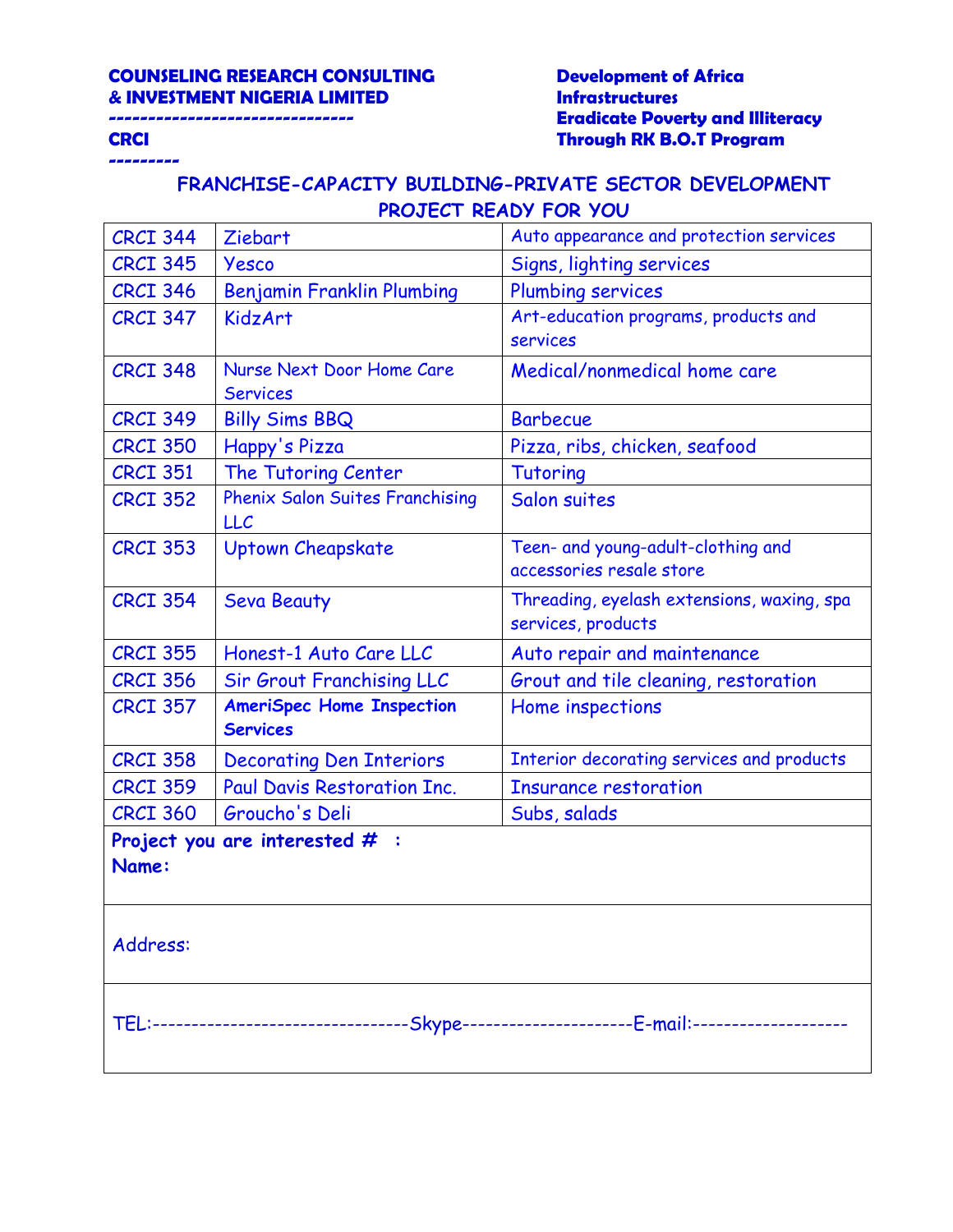**COUNSELING RESEARCH CONSULTING & INVESTMENT NIGERIA LIMITED**
------------------------------
**CRCI**
---------

**Development of Africa Infrastructures Eradicate Poverty and Illiteracy Through RK B.O.T Program**

## FRANCHISE-CAPACITY BUILDING-PRIVATE SECTOR DEVELOPMENT PROJECT READY FOR YOU

| | | |
|---|---|---|
| CRCI 344 | Ziebart | Auto appearance and protection services |
| CRCI 345 | Yesco | Signs, lighting services |
| CRCI 346 | Benjamin Franklin Plumbing | Plumbing services |
| CRCI 347 | KidzArt | Art-education programs, products and services |
| CRCI 348 | Nurse Next Door Home Care Services | Medical/nonmedical home care |
| CRCI 349 | Billy Sims BBQ | Barbecue |
| CRCI 350 | Happy's Pizza | Pizza, ribs, chicken, seafood |
| CRCI 351 | The Tutoring Center | Tutoring |
| CRCI 352 | Phenix Salon Suites Franchising LLC | Salon suites |
| CRCI 353 | Uptown Cheapskate | Teen- and young-adult-clothing and accessories resale store |
| CRCI 354 | Seva Beauty | Threading, eyelash extensions, waxing, spa services, products |
| CRCI 355 | Honest-1 Auto Care LLC | Auto repair and maintenance |
| CRCI 356 | Sir Grout Franchising LLC | Grout and tile cleaning, restoration |
| CRCI 357 | **AmeriSpec Home Inspection Services** | Home inspections |
| CRCI 358 | Decorating Den Interiors | Interior decorating services and products |
| CRCI 359 | Paul Davis Restoration Inc. | Insurance restoration |
| CRCI 360 | Groucho's Deli | Subs, salads |

**Project you are interested # :**
**Name:**

Address:

TEL:--------------------------------Skype---------------------E-mail:--------------------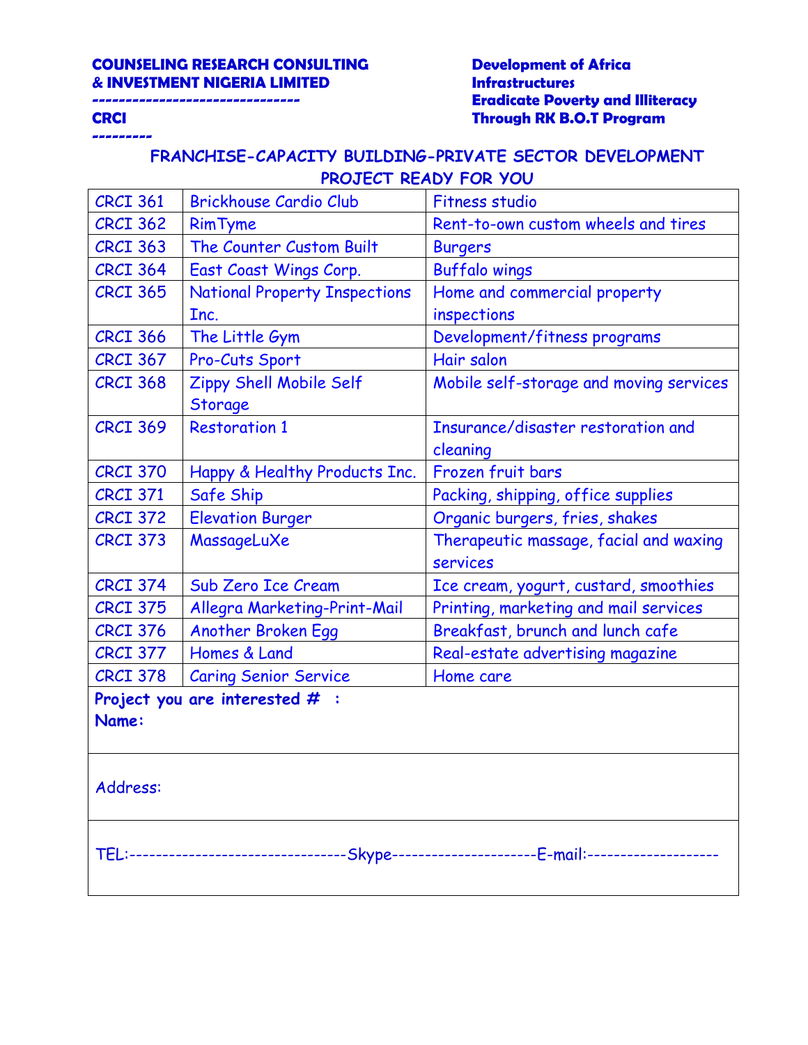**COUNSELING RESEARCH CONSULTING & INVESTMENT NIGERIA LIMITED**
**------------------------------**
**CRCI**
**---------**

**Development of Africa Infrastructures**
**Eradicate Poverty and Illiteracy Through RK B.O.T Program**

**FRANCHISE-CAPACITY BUILDING-PRIVATE SECTOR DEVELOPMENT PROJECT READY FOR YOU**

| | | |
|---|---|---|
| CRCI 361 | Brickhouse Cardio Club | Fitness studio |
| CRCI 362 | RimTyme | Rent-to-own custom wheels and tires |
| CRCI 363 | The Counter Custom Built | Burgers |
| CRCI 364 | East Coast Wings Corp. | Buffalo wings |
| CRCI 365 | National Property Inspections Inc. | Home and commercial property inspections |
| CRCI 366 | The Little Gym | Development/fitness programs |
| CRCI 367 | Pro-Cuts Sport | Hair salon |
| CRCI 368 | Zippy Shell Mobile Self Storage | Mobile self-storage and moving services |
| CRCI 369 | Restoration 1 | Insurance/disaster restoration and cleaning |
| CRCI 370 | Happy & Healthy Products Inc. | Frozen fruit bars |
| CRCI 371 | Safe Ship | Packing, shipping, office supplies |
| CRCI 372 | Elevation Burger | Organic burgers, fries, shakes |
| CRCI 373 | MassageLuXe | Therapeutic massage, facial and waxing services |
| CRCI 374 | Sub Zero Ice Cream | Ice cream, yogurt, custard, smoothies |
| CRCI 375 | Allegra Marketing-Print-Mail | Printing, marketing and mail services |
| CRCI 376 | Another Broken Egg | Breakfast, brunch and lunch cafe |
| CRCI 377 | Homes & Land | Real-estate advertising magazine |
| CRCI 378 | Caring Senior Service | Home care |

**Project you are interested # :**
**Name:**

Address:

TEL:---------------------------------Skype----------------------E-mail:--------------------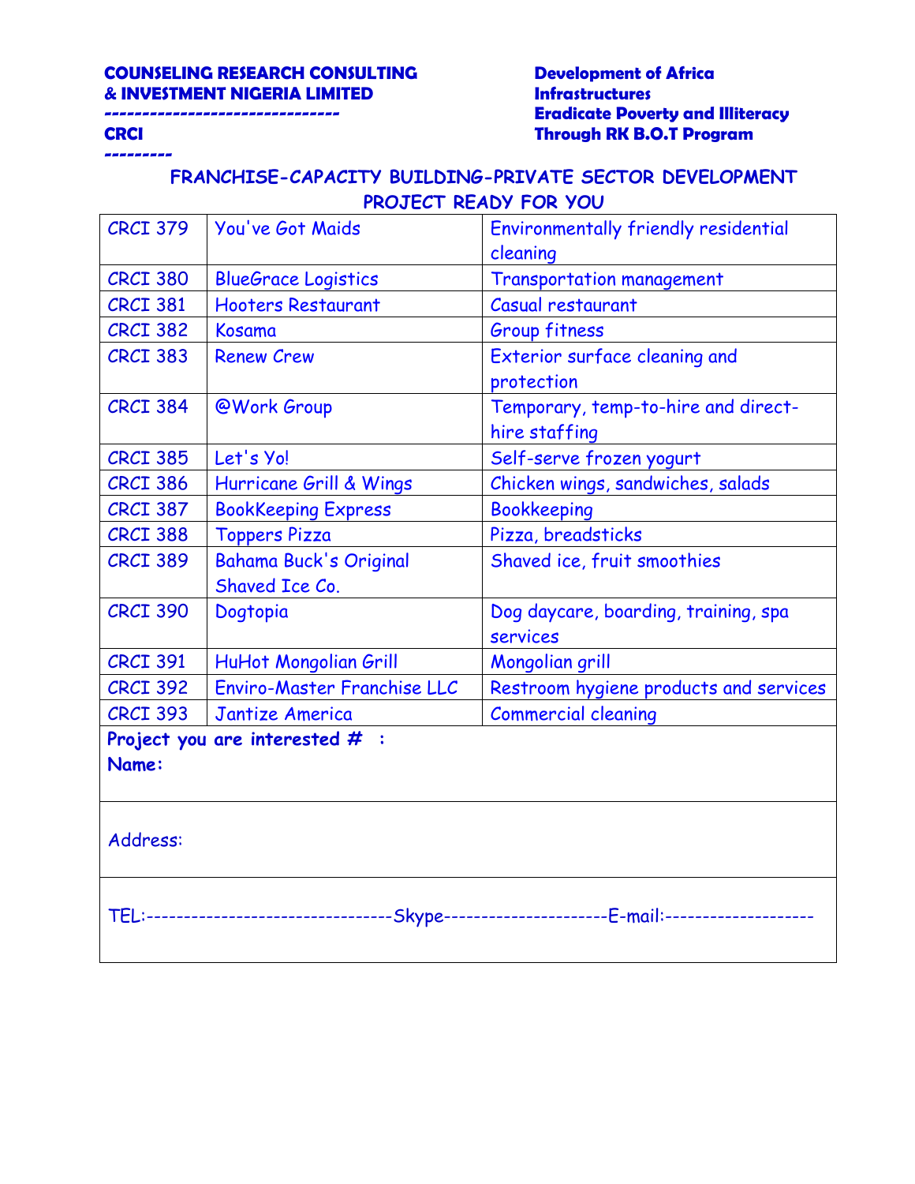**COUNSELING RESEARCH CONSULTING & INVESTMENT NIGERIA LIMITED**
**------------------------------**
**CRCI**
**---------**

**Development of Africa Infrastructures**
**Eradicate Poverty and Illiteracy Through RK B.O.T Program**

## FRANCHISE-CAPACITY BUILDING-PRIVATE SECTOR DEVELOPMENT PROJECT READY FOR YOU

| | | |
|---|---|---|
| CRCI 379 | You've Got Maids | Environmentally friendly residential cleaning |
| CRCI 380 | BlueGrace Logistics | Transportation management |
| CRCI 381 | Hooters Restaurant | Casual restaurant |
| CRCI 382 | Kosama | Group fitness |
| CRCI 383 | Renew Crew | Exterior surface cleaning and protection |
| CRCI 384 | @Work Group | Temporary, temp-to-hire and direct-hire staffing |
| CRCI 385 | Let's Yo! | Self-serve frozen yogurt |
| CRCI 386 | Hurricane Grill & Wings | Chicken wings, sandwiches, salads |
| CRCI 387 | BookKeeping Express | Bookkeeping |
| CRCI 388 | Toppers Pizza | Pizza, breadsticks |
| CRCI 389 | Bahama Buck's Original Shaved Ice Co. | Shaved ice, fruit smoothies |
| CRCI 390 | Dogtopia | Dog daycare, boarding, training, spa services |
| CRCI 391 | HuHot Mongolian Grill | Mongolian grill |
| CRCI 392 | Enviro-Master Franchise LLC | Restroom hygiene products and services |
| CRCI 393 | Jantize America | Commercial cleaning |

**Project you are interested # :**
**Name:**

Address:

TEL:--------------------------------Skype--------------------E-mail:-------------------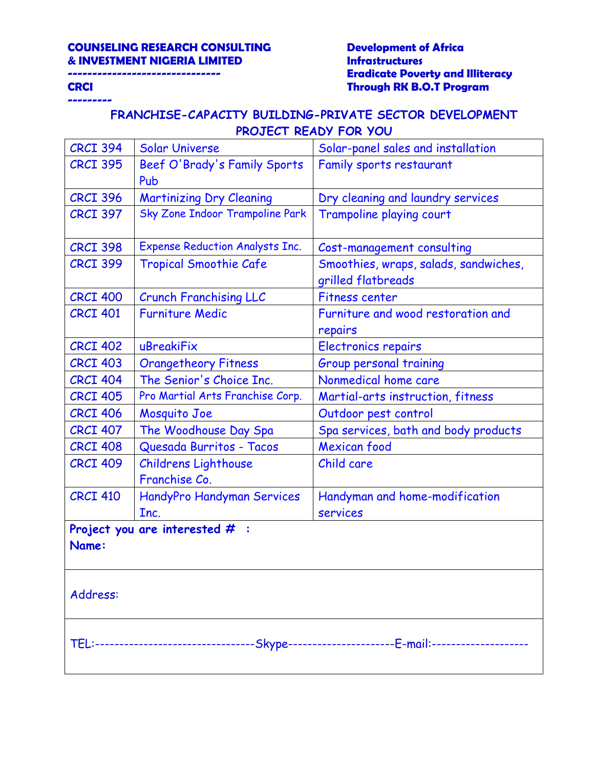**COUNSELING RESEARCH CONSULTING & INVESTMENT NIGERIA LIMITED**
**------------------------------**
**CRCI**
**---------**

**Development of Africa Infrastructures**
**Eradicate Poverty and Illiteracy Through RK B.O.T Program**

## FRANCHISE-CAPACITY BUILDING-PRIVATE SECTOR DEVELOPMENT PROJECT READY FOR YOU

| | | |
|---|---|---|
| CRCI 394 | Solar Universe | Solar-panel sales and installation |
| CRCI 395 | Beef O'Brady's Family Sports Pub | Family sports restaurant |
| CRCI 396 | Martinizing Dry Cleaning | Dry cleaning and laundry services |
| CRCI 397 | Sky Zone Indoor Trampoline Park | Trampoline playing court |
| CRCI 398 | Expense Reduction Analysts Inc. | Cost-management consulting |
| CRCI 399 | Tropical Smoothie Cafe | Smoothies, wraps, salads, sandwiches, grilled flatbreads |
| CRCI 400 | Crunch Franchising LLC | Fitness center |
| CRCI 401 | Furniture Medic | Furniture and wood restoration and repairs |
| CRCI 402 | uBreakiFix | Electronics repairs |
| CRCI 403 | Orangetheory Fitness | Group personal training |
| CRCI 404 | The Senior's Choice Inc. | Nonmedical home care |
| CRCI 405 | Pro Martial Arts Franchise Corp. | Martial-arts instruction, fitness |
| CRCI 406 | Mosquito Joe | Outdoor pest control |
| CRCI 407 | The Woodhouse Day Spa | Spa services, bath and body products |
| CRCI 408 | Quesada Burritos - Tacos | Mexican food |
| CRCI 409 | Childrens Lighthouse Franchise Co. | Child care |
| CRCI 410 | HandyPro Handyman Services Inc. | Handyman and home-modification services |

**Project you are interested # :**
**Name:**

Address:

TEL:---------------------------------Skype----------------------E-mail:--------------------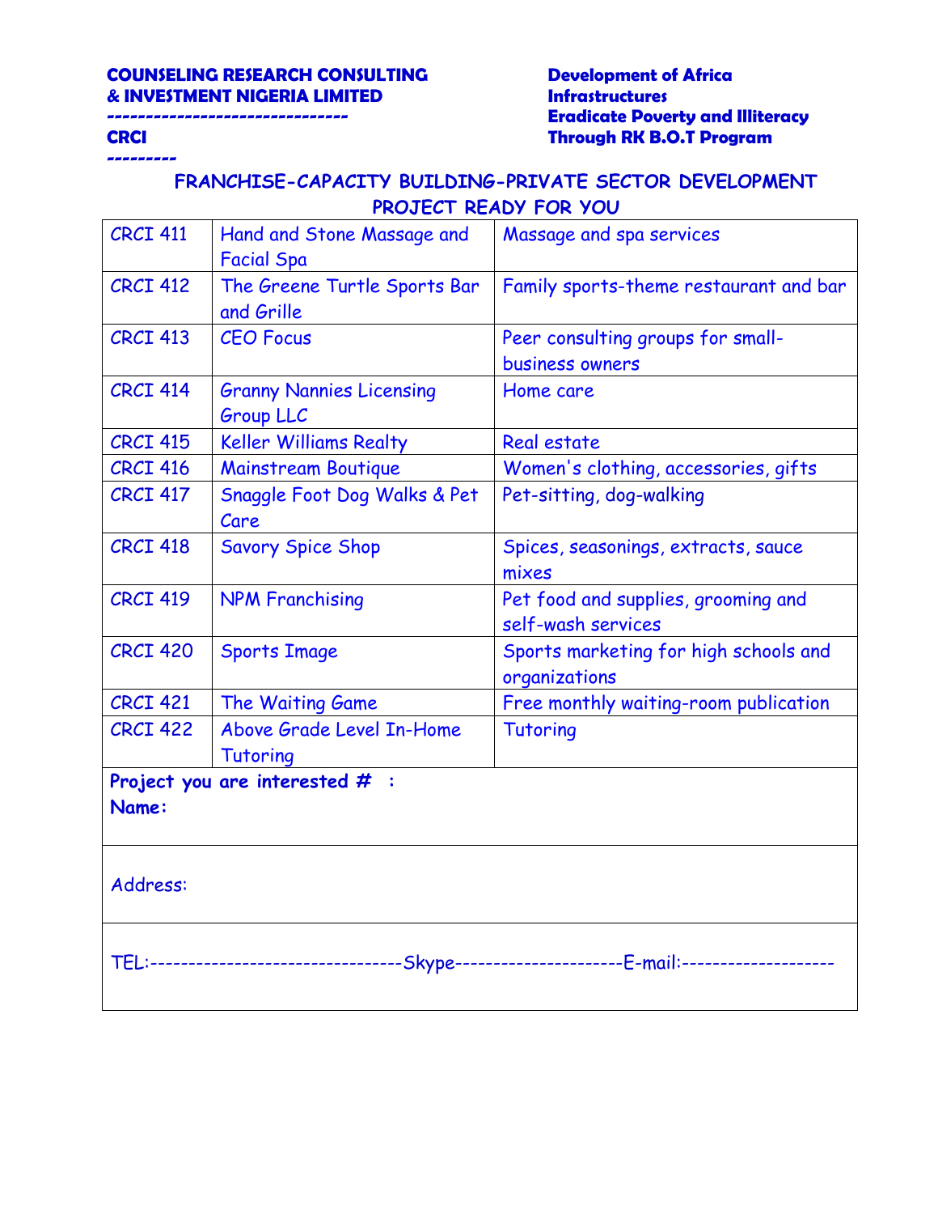**COUNSELING RESEARCH CONSULTING & INVESTMENT NIGERIA LIMITED**
**------------------------------**
**CRCI**
**---------**

**Development of Africa Infrastructures**
**Eradicate Poverty and Illiteracy Through RK B.O.T Program**

## FRANCHISE-CAPACITY BUILDING-PRIVATE SECTOR DEVELOPMENT PROJECT READY FOR YOU

| | | |
|---|---|---|
| CRCI 411 | Hand and Stone Massage and Facial Spa | Massage and spa services |
| CRCI 412 | The Greene Turtle Sports Bar and Grille | Family sports-theme restaurant and bar |
| CRCI 413 | CEO Focus | Peer consulting groups for small-business owners |
| CRCI 414 | Granny Nannies Licensing Group LLC | Home care |
| CRCI 415 | Keller Williams Realty | Real estate |
| CRCI 416 | Mainstream Boutique | Women's clothing, accessories, gifts |
| CRCI 417 | Snaggle Foot Dog Walks & Pet Care | Pet-sitting, dog-walking |
| CRCI 418 | Savory Spice Shop | Spices, seasonings, extracts, sauce mixes |
| CRCI 419 | NPM Franchising | Pet food and supplies, grooming and self-wash services |
| CRCI 420 | Sports Image | Sports marketing for high schools and organizations |
| CRCI 421 | The Waiting Game | Free monthly waiting-room publication |
| CRCI 422 | Above Grade Level In-Home Tutoring | Tutoring |

**Project you are interested # :**
**Name:**

Address:

TEL:--------------------------------Skype---------------------E-mail:--------------------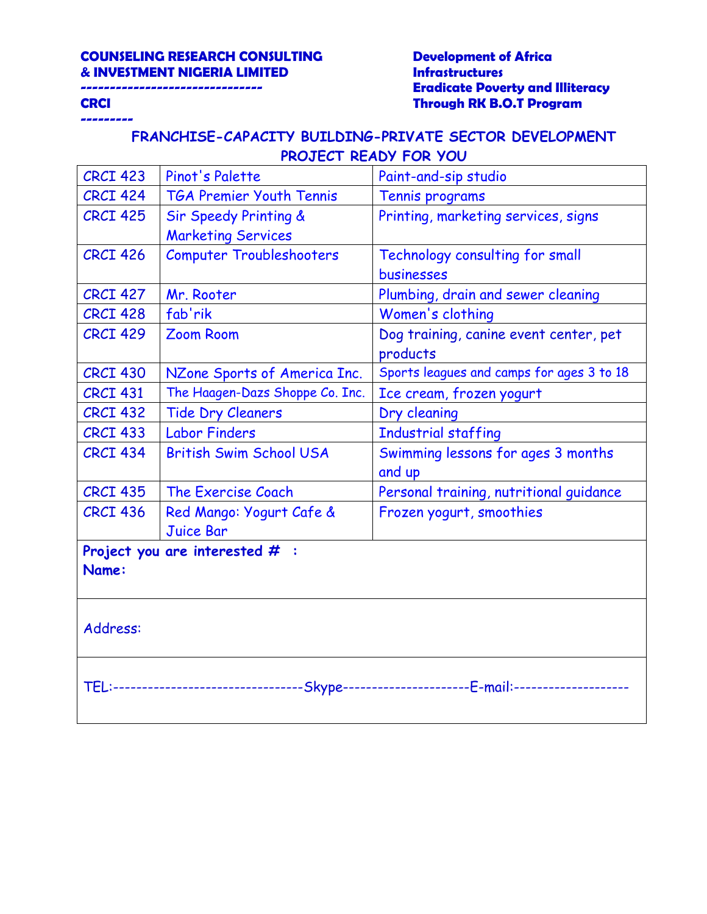**COUNSELING RESEARCH CONSULTING & INVESTMENT NIGERIA LIMITED**
**-------------------------------**
**CRCI**
**---------**

**Development of Africa Infrastructures**
**Eradicate Poverty and Illiteracy Through RK B.O.T Program**

## FRANCHISE-CAPACITY BUILDING-PRIVATE SECTOR DEVELOPMENT PROJECT READY FOR YOU

| | | |
|---|---|---|
| CRCI 423 | Pinot's Palette | Paint-and-sip studio |
| CRCI 424 | TGA Premier Youth Tennis | Tennis programs |
| CRCI 425 | Sir Speedy Printing & Marketing Services | Printing, marketing services, signs |
| CRCI 426 | Computer Troubleshooters | Technology consulting for small businesses |
| CRCI 427 | Mr. Rooter | Plumbing, drain and sewer cleaning |
| CRCI 428 | fab'rik | Women's clothing |
| CRCI 429 | Zoom Room | Dog training, canine event center, pet products |
| CRCI 430 | NZone Sports of America Inc. | Sports leagues and camps for ages 3 to 18 |
| CRCI 431 | The Haagen-Dazs Shoppe Co. Inc. | Ice cream, frozen yogurt |
| CRCI 432 | Tide Dry Cleaners | Dry cleaning |
| CRCI 433 | Labor Finders | Industrial staffing |
| CRCI 434 | British Swim School USA | Swimming lessons for ages 3 months and up |
| CRCI 435 | The Exercise Coach | Personal training, nutritional guidance |
| CRCI 436 | Red Mango: Yogurt Cafe & Juice Bar | Frozen yogurt, smoothies |

**Project you are interested # :**
**Name:**

Address:

TEL:---------------------------------Skype----------------------E-mail:--------------------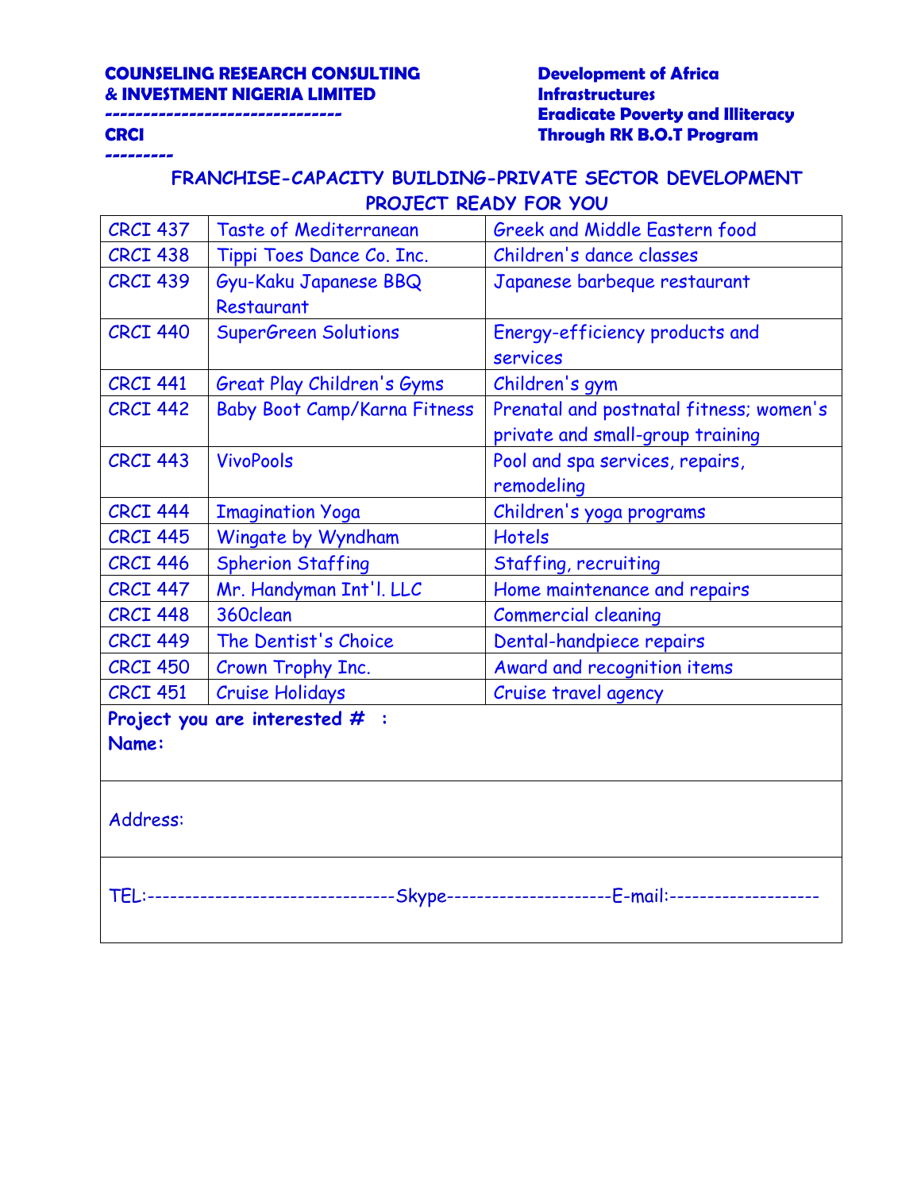**COUNSELING RESEARCH CONSULTING & INVESTMENT NIGERIA LIMITED**
**------------------------------**
**CRCI**
**---------**

**Development of Africa Infrastructures**
**Eradicate Poverty and Illiteracy Through RK B.O.T Program**

## FRANCHISE-CAPACITY BUILDING-PRIVATE SECTOR DEVELOPMENT PROJECT READY FOR YOU

| | | |
|---|---|---|
| CRCI 437 | Taste of Mediterranean | Greek and Middle Eastern food |
| CRCI 438 | Tippi Toes Dance Co. Inc. | Children's dance classes |
| CRCI 439 | Gyu-Kaku Japanese BBQ Restaurant | Japanese barbeque restaurant |
| CRCI 440 | SuperGreen Solutions | Energy-efficiency products and services |
| CRCI 441 | Great Play Children's Gyms | Children's gym |
| CRCI 442 | Baby Boot Camp/Karna Fitness | Prenatal and postnatal fitness; women's private and small-group training |
| CRCI 443 | VivoPools | Pool and spa services, repairs, remodeling |
| CRCI 444 | Imagination Yoga | Children's yoga programs |
| CRCI 445 | Wingate by Wyndham | Hotels |
| CRCI 446 | Spherion Staffing | Staffing, recruiting |
| CRCI 447 | Mr. Handyman Int'l. LLC | Home maintenance and repairs |
| CRCI 448 | 360clean | Commercial cleaning |
| CRCI 449 | The Dentist's Choice | Dental-handpiece repairs |
| CRCI 450 | Crown Trophy Inc. | Award and recognition items |
| CRCI 451 | Cruise Holidays | Cruise travel agency |

**Project you are interested # :**
**Name:**

Address:

TEL:---------------------------------Skype---------------------E-mail:--------------------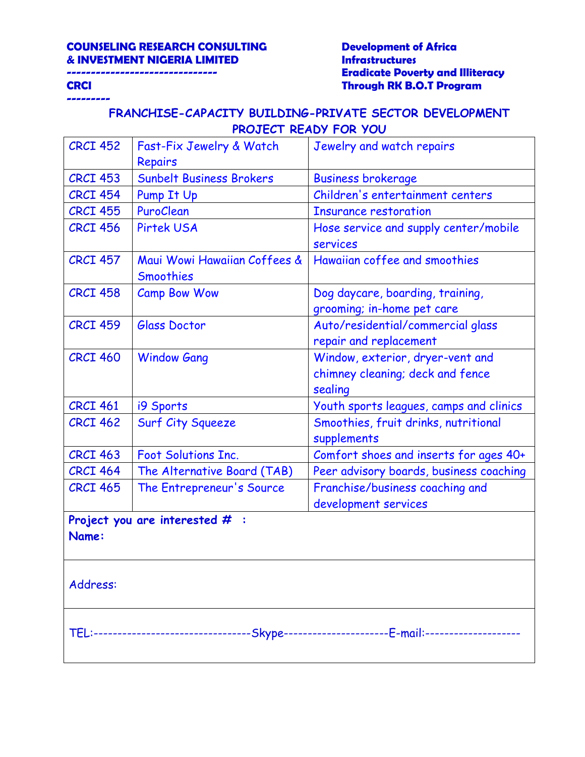**COUNSELING RESEARCH CONSULTING & INVESTMENT NIGERIA LIMITED**
**-----------------------------**
**CRCI**
**---------**

**Development of Africa Infrastructures**
**Eradicate Poverty and Illiteracy Through RK B.O.T Program**

## FRANCHISE-CAPACITY BUILDING-PRIVATE SECTOR DEVELOPMENT PROJECT READY FOR YOU

| | | |
|---|---|---|
| CRCI 452 | Fast-Fix Jewelry & Watch Repairs | Jewelry and watch repairs |
| CRCI 453 | Sunbelt Business Brokers | Business brokerage |
| CRCI 454 | Pump It Up | Children's entertainment centers |
| CRCI 455 | PuroClean | Insurance restoration |
| CRCI 456 | Pirtek USA | Hose service and supply center/mobile services |
| CRCI 457 | Maui Wowi Hawaiian Coffees & Smoothies | Hawaiian coffee and smoothies |
| CRCI 458 | Camp Bow Wow | Dog daycare, boarding, training, grooming; in-home pet care |
| CRCI 459 | Glass Doctor | Auto/residential/commercial glass repair and replacement |
| CRCI 460 | Window Gang | Window, exterior, dryer-vent and chimney cleaning; deck and fence sealing |
| CRCI 461 | i9 Sports | Youth sports leagues, camps and clinics |
| CRCI 462 | Surf City Squeeze | Smoothies, fruit drinks, nutritional supplements |
| CRCI 463 | Foot Solutions Inc. | Comfort shoes and inserts for ages 40+ |
| CRCI 464 | The Alternative Board (TAB) | Peer advisory boards, business coaching |
| CRCI 465 | The Entrepreneur's Source | Franchise/business coaching and development services |

**Project you are interested # :**
**Name:**

Address:

TEL:---------------------------------Skype----------------------E-mail:--------------------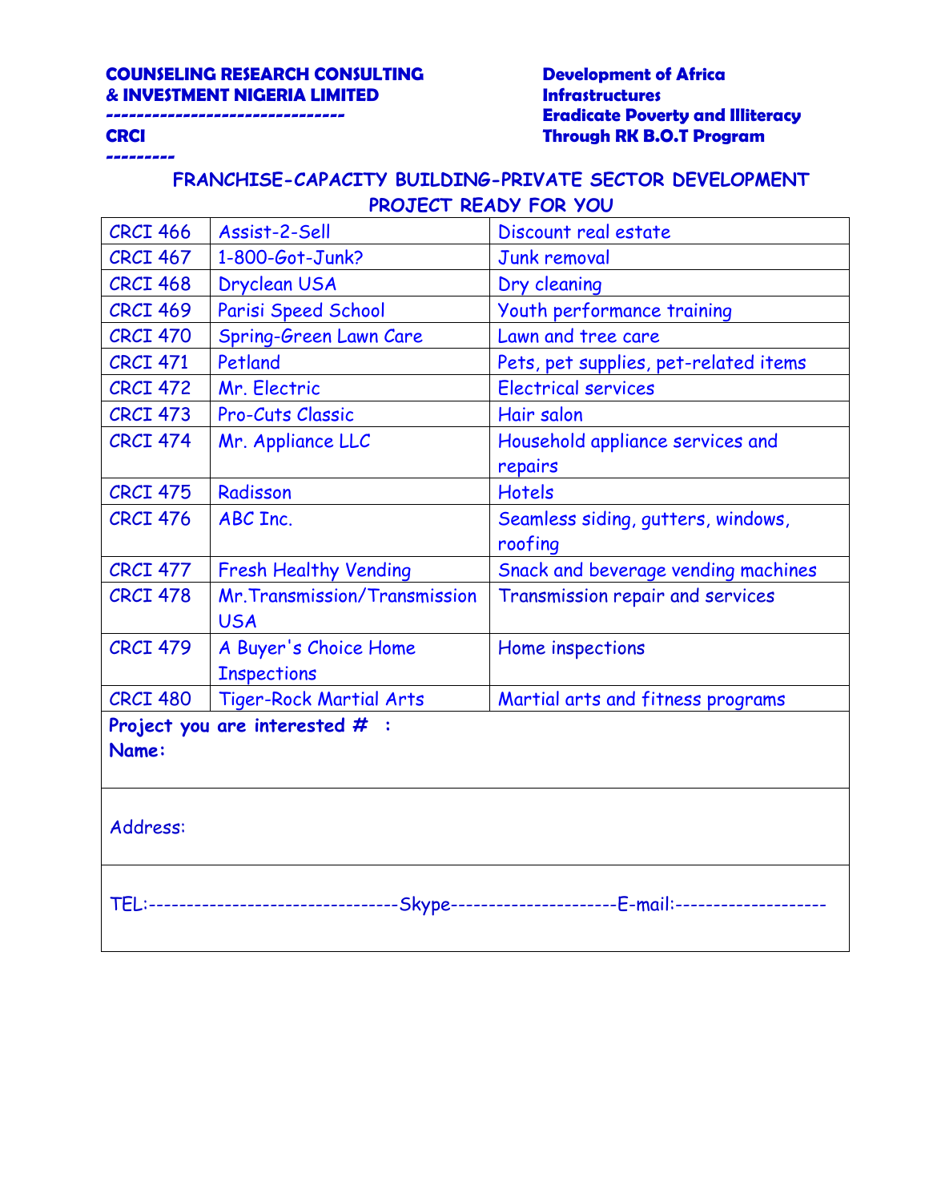**COUNSELING RESEARCH CONSULTING & INVESTMENT NIGERIA LIMITED**

**CRCI**

**Development of Africa Infrastructures**
**Eradicate Poverty and Illiteracy Through RK B.O.T Program**

## FRANCHISE-CAPACITY BUILDING-PRIVATE SECTOR DEVELOPMENT PROJECT READY FOR YOU

| | | |
|---|---|---|
| CRCI 466 | Assist-2-Sell | Discount real estate |
| CRCI 467 | 1-800-Got-Junk? | Junk removal |
| CRCI 468 | Dryclean USA | Dry cleaning |
| CRCI 469 | Parisi Speed School | Youth performance training |
| CRCI 470 | Spring-Green Lawn Care | Lawn and tree care |
| CRCI 471 | Petland | Pets, pet supplies, pet-related items |
| CRCI 472 | Mr. Electric | Electrical services |
| CRCI 473 | Pro-Cuts Classic | Hair salon |
| CRCI 474 | Mr. Appliance LLC | Household appliance services and repairs |
| CRCI 475 | Radisson | Hotels |
| CRCI 476 | ABC Inc. | Seamless siding, gutters, windows, roofing |
| CRCI 477 | Fresh Healthy Vending | Snack and beverage vending machines |
| CRCI 478 | Mr.Transmission/Transmission USA | Transmission repair and services |
| CRCI 479 | A Buyer's Choice Home Inspections | Home inspections |
| CRCI 480 | Tiger-Rock Martial Arts | Martial arts and fitness programs |

**Project you are interested # :**
**Name:**

Address:

TEL:---------------------------------Skype---------------------E-mail:--------------------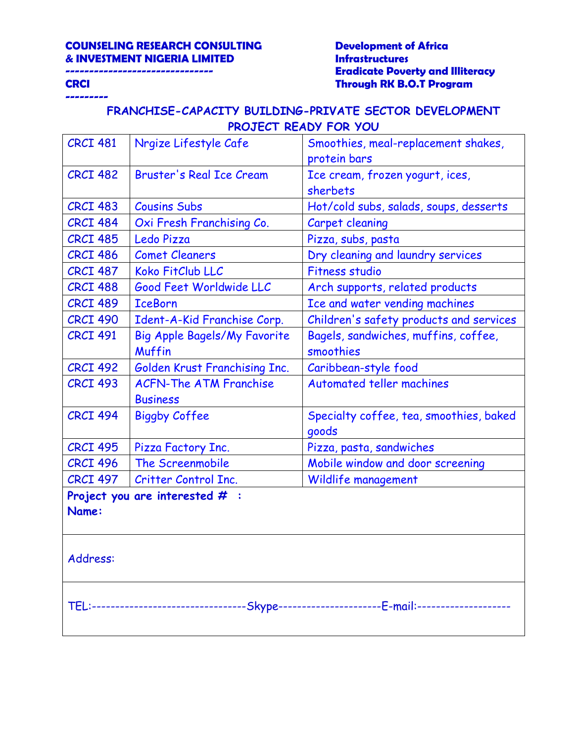**COUNSELING RESEARCH CONSULTING & INVESTMENT NIGERIA LIMITED**
**------------------------------**
**CRCI**
**---------**

**Development of Africa Infrastructures**
**Eradicate Poverty and Illiteracy Through RK B.O.T Program**

## FRANCHISE-CAPACITY BUILDING-PRIVATE SECTOR DEVELOPMENT PROJECT READY FOR YOU

| | | |
|---|---|---|
| CRCI 481 | Nrgize Lifestyle Cafe | Smoothies, meal-replacement shakes, protein bars |
| CRCI 482 | Bruster's Real Ice Cream | Ice cream, frozen yogurt, ices, sherbets |
| CRCI 483 | Cousins Subs | Hot/cold subs, salads, soups, desserts |
| CRCI 484 | Oxi Fresh Franchising Co. | Carpet cleaning |
| CRCI 485 | Ledo Pizza | Pizza, subs, pasta |
| CRCI 486 | Comet Cleaners | Dry cleaning and laundry services |
| CRCI 487 | Koko FitClub LLC | Fitness studio |
| CRCI 488 | Good Feet Worldwide LLC | Arch supports, related products |
| CRCI 489 | IceBorn | Ice and water vending machines |
| CRCI 490 | Ident-A-Kid Franchise Corp. | Children's safety products and services |
| CRCI 491 | Big Apple Bagels/My Favorite Muffin | Bagels, sandwiches, muffins, coffee, smoothies |
| CRCI 492 | Golden Krust Franchising Inc. | Caribbean-style food |
| CRCI 493 | ACFN-The ATM Franchise Business | Automated teller machines |
| CRCI 494 | Biggby Coffee | Specialty coffee, tea, smoothies, baked goods |
| CRCI 495 | Pizza Factory Inc. | Pizza, pasta, sandwiches |
| CRCI 496 | The Screenmobile | Mobile window and door screening |
| CRCI 497 | Critter Control Inc. | Wildlife management |

**Project you are interested # :**
**Name:**

Address:

TEL:---------------------------------Skype----------------------E-mail:--------------------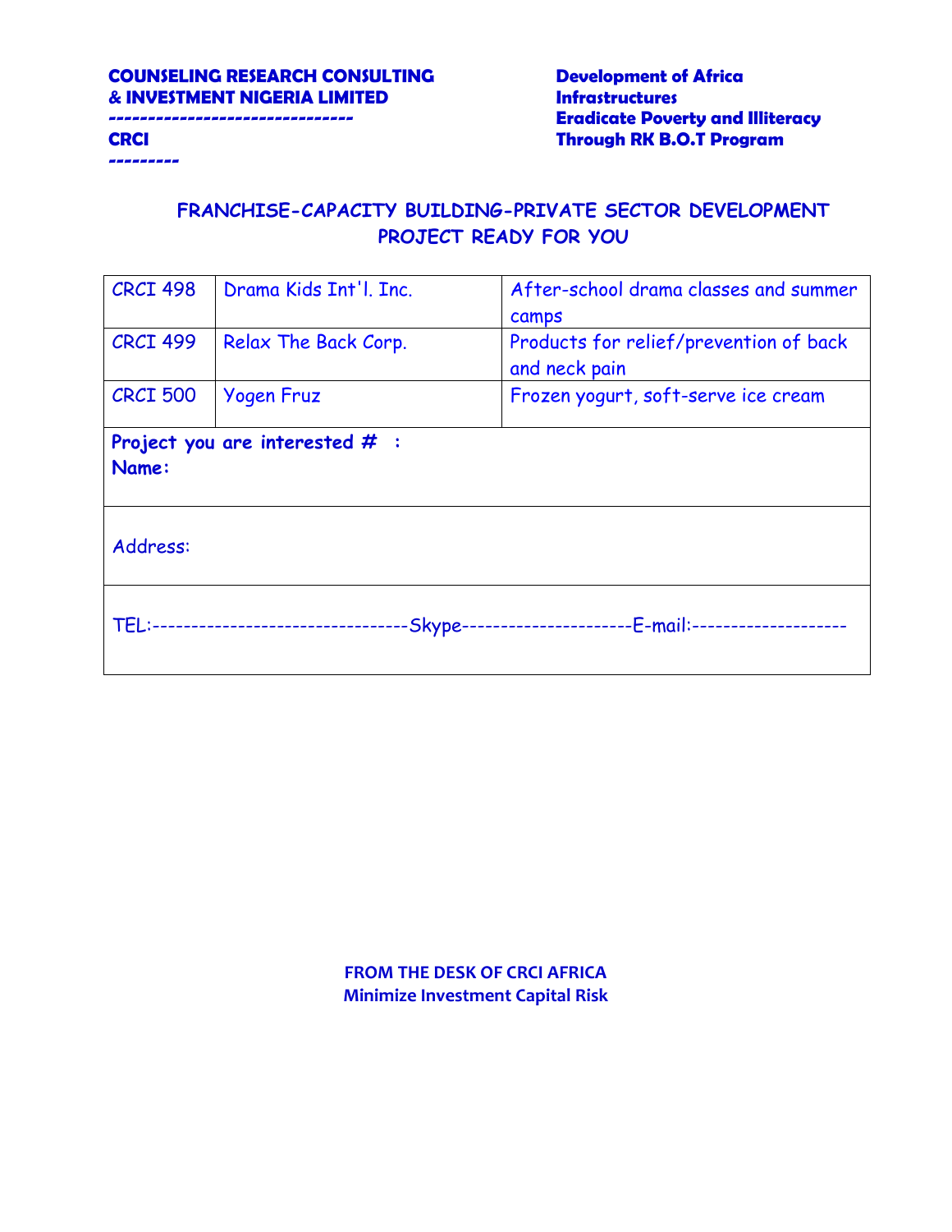**COUNSELING RESEARCH CONSULTING & INVESTMENT NIGERIA LIMITED**
**------------------------------**
**CRCI**
**---------**

**Development of Africa Infrastructures**
**Eradicate Poverty and Illiteracy Through RK B.O.T Program**

## FRANCHISE-CAPACITY BUILDING-PRIVATE SECTOR DEVELOPMENT PROJECT READY FOR YOU

| | | |
|---|---|---|
| CRCI 498 | Drama Kids Int'l. Inc. | After-school drama classes and summer camps |
| CRCI 499 | Relax The Back Corp. | Products for relief/prevention of back and neck pain |
| CRCI 500 | Yogen Fruz | Frozen yogurt, soft-serve ice cream |
| **Project you are interested # :** **Name:** | | |
| Address: | | |
| TEL:---------------------------------Skype----------------------E-mail:-------------------- | | |

**FROM THE DESK OF CRCI AFRICA**
**Minimize Investment Capital Risk**